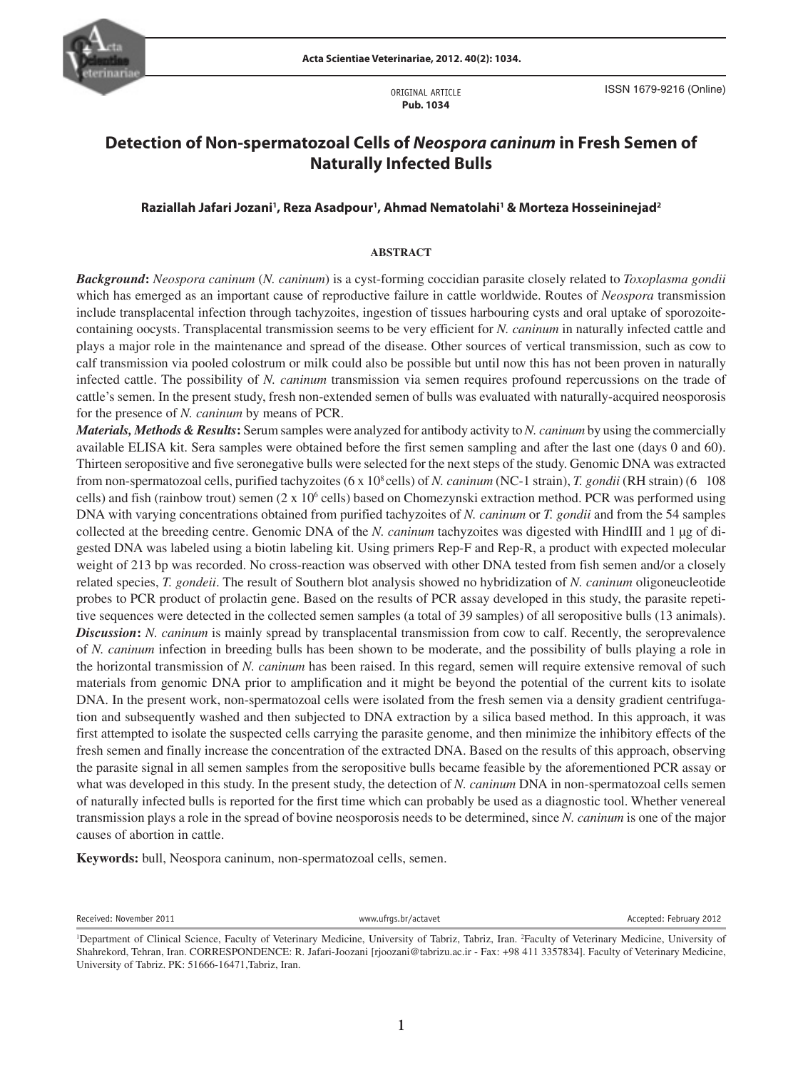ORIGINAL ARTICLE
**Pub. 1034**

ISSN 1679-9216 (Online)

# Detection of Non-spermatozoal Cells of *Neospora caninum* in Fresh Semen of Naturally Infected Bulls

**Raziallah Jafari Jozani[1], Reza Asadpour[1], Ahmad Nematolahi[1] & Morteza Hosseininejad[2]**

## ABSTRACT

***Background*:** *Neospora caninum* (*N. caninum*) is a cyst-forming coccidian parasite closely related to *Toxoplasma gondii* which has emerged as an important cause of reproductive failure in cattle worldwide. Routes of *Neospora* transmission include transplacental infection through tachyzoites, ingestion of tissues harbouring cysts and oral uptake of sporozoite-containing oocysts. Transplacental transmission seems to be very efficient for *N. caninum* in naturally infected cattle and plays a major role in the maintenance and spread of the disease. Other sources of vertical transmission, such as cow to calf transmission via pooled colostrum or milk could also be possible but until now this has not been proven in naturally infected cattle. The possibility of *N. caninum* transmission via semen requires profound repercussions on the trade of cattle's semen. In the present study, fresh non-extended semen of bulls was evaluated with naturally-acquired neosporosis for the presence of *N. caninum* by means of PCR.

***Materials, Methods & Results*:** Serum samples were analyzed for antibody activity to *N. caninum* by using the commercially available ELISA kit. Sera samples were obtained before the first semen sampling and after the last one (days 0 and 60). Thirteen seropositive and five seronegative bulls were selected for the next steps of the study. Genomic DNA was extracted from non-spermatozoal cells, purified tachyzoites ($6 \times 10^8$ cells) of *N. caninum* (NC-1 strain), *T. gondii* (RH strain) (6 108 cells) and fish (rainbow trout) semen ($2 \times 10^6$ cells) based on Chomezynski extraction method. PCR was performed using DNA with varying concentrations obtained from purified tachyzoites of *N. caninum* or *T. gondii* and from the 54 samples collected at the breeding centre. Genomic DNA of the *N. caninum* tachyzoites was digested with HindIII and 1 µg of digested DNA was labeled using a biotin labeling kit. Using primers Rep-F and Rep-R, a product with expected molecular weight of 213 bp was recorded. No cross-reaction was observed with other DNA tested from fish semen and/or a closely related species, *T. gondeii*. The result of Southern blot analysis showed no hybridization of *N. caninum* oligoneucleotide probes to PCR product of prolactin gene. Based on the results of PCR assay developed in this study, the parasite repetitive sequences were detected in the collected semen samples (a total of 39 samples) of all seropositive bulls (13 animals).

***Discussion*:** *N. caninum* is mainly spread by transplacental transmission from cow to calf. Recently, the seroprevalence of *N. caninum* infection in breeding bulls has been shown to be moderate, and the possibility of bulls playing a role in the horizontal transmission of *N. caninum* has been raised. In this regard, semen will require extensive removal of such materials from genomic DNA prior to amplification and it might be beyond the potential of the current kits to isolate DNA. In the present work, non-spermatozoal cells were isolated from the fresh semen via a density gradient centrifugation and subsequently washed and then subjected to DNA extraction by a silica based method. In this approach, it was first attempted to isolate the suspected cells carrying the parasite genome, and then minimize the inhibitory effects of the fresh semen and finally increase the concentration of the extracted DNA. Based on the results of this approach, observing the parasite signal in all semen samples from the seropositive bulls became feasible by the aforementioned PCR assay or what was developed in this study. In the present study, the detection of *N. caninum* DNA in non-spermatozoal cells semen of naturally infected bulls is reported for the first time which can probably be used as a diagnostic tool. Whether venereal transmission plays a role in the spread of bovine neosporosis needs to be determined, since *N. caninum* is one of the major causes of abortion in cattle.

**Keywords:** bull, Neospora caninum, non-spermatozoal cells, semen.

Received: November 2011 www.ufrgs.br/actavet Accepted: February 2012

[1]Department of Clinical Science, Faculty of Veterinary Medicine, University of Tabriz, Tabriz, Iran. [2]Faculty of Veterinary Medicine, University of Shahrekord, Tehran, Iran. CORRESPONDENCE: R. Jafari-Joozani [rjoozani@tabrizu.ac.ir - Fax: +98 411 3357834]. Faculty of Veterinary Medicine, University of Tabriz. PK: 51666-16471,Tabriz, Iran.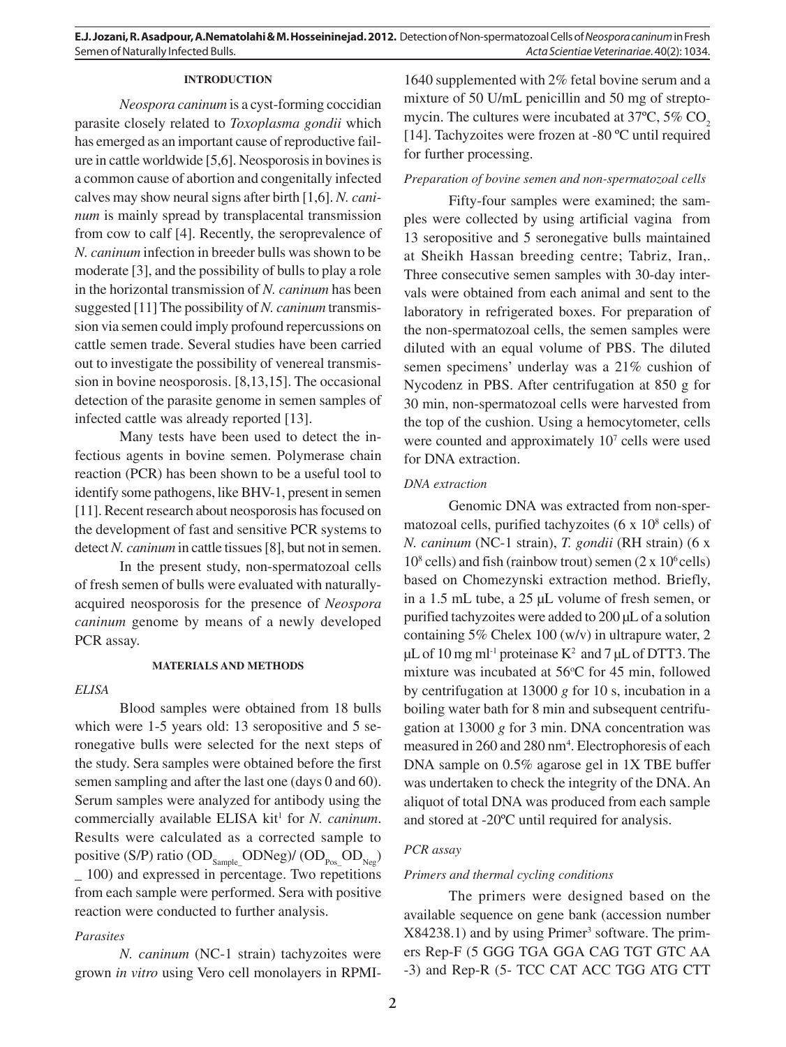## INTRODUCTION

*Neospora caninum* is a cyst-forming coccidian parasite closely related to *Toxoplasma gondii* which has emerged as an important cause of reproductive failure in cattle worldwide [5,6]. Neosporosis in bovines is a common cause of abortion and congenitally infected calves may show neural signs after birth [1,6]. *N. caninum* is mainly spread by transplacental transmission from cow to calf [4]. Recently, the seroprevalence of *N. caninum* infection in breeder bulls was shown to be moderate [3], and the possibility of bulls to play a role in the horizontal transmission of *N. caninum* has been suggested [11] The possibility of *N. caninum* transmission via semen could imply profound repercussions on cattle semen trade. Several studies have been carried out to investigate the possibility of venereal transmission in bovine neosporosis. [8,13,15]. The occasional detection of the parasite genome in semen samples of infected cattle was already reported [13].

Many tests have been used to detect the infectious agents in bovine semen. Polymerase chain reaction (PCR) has been shown to be a useful tool to identify some pathogens, like BHV-1, present in semen [11]. Recent research about neosporosis has focused on the development of fast and sensitive PCR systems to detect *N. caninum* in cattle tissues [8], but not in semen.

In the present study, non-spermatozoal cells of fresh semen of bulls were evaluated with naturally-acquired neosporosis for the presence of *Neospora caninum* genome by means of a newly developed PCR assay.

## MATERIALS AND METHODS

### *ELISA*

Blood samples were obtained from 18 bulls which were 1-5 years old: 13 seropositive and 5 seronegative bulls were selected for the next steps of the study. Sera samples were obtained before the first semen sampling and after the last one (days 0 and 60). Serum samples were analyzed for antibody using the commercially available ELISA kit[1] for *N. caninum*. Results were calculated as a corrected sample to positive (S/P) ratio ($OD_{Sample\_}ODNeg$)/ ($OD_{Pos\_}OD_{Neg}$) _ 100) and expressed in percentage. Two repetitions from each sample were performed. Sera with positive reaction were conducted to further analysis.

### *Parasites*

*N. caninum* (NC-1 strain) tachyzoites were grown *in vitro* using Vero cell monolayers in RPMI-1640 supplemented with 2% fetal bovine serum and a mixture of 50 U/mL penicillin and 50 mg of streptomycin. The cultures were incubated at 37ºC, 5% $CO_2$ [14]. Tachyzoites were frozen at -80 ºC until required for further processing.

### *Preparation of bovine semen and non-spermatozoal cells*

Fifty-four samples were examined; the samples were collected by using artificial vagina from 13 seropositive and 5 seronegative bulls maintained at Sheikh Hassan breeding centre; Tabriz, Iran,. Three consecutive semen samples with 30-day intervals were obtained from each animal and sent to the laboratory in refrigerated boxes. For preparation of the non-spermatozoal cells, the semen samples were diluted with an equal volume of PBS. The diluted semen specimens' underlay was a 21% cushion of Nycodenz in PBS. After centrifugation at 850 g for 30 min, non-spermatozoal cells were harvested from the top of the cushion. Using a hemocytometer, cells were counted and approximately $10^7$ cells were used for DNA extraction.

### *DNA extraction*

Genomic DNA was extracted from non-spermatozoal cells, purified tachyzoites (6 x $10^8$ cells) of *N. caninum* (NC-1 strain), *T. gondii* (RH strain) (6 x $10^8$ cells) and fish (rainbow trout) semen (2 x $10^6$ cells) based on Chomezynski extraction method. Briefly, in a 1.5 mL tube, a 25 µL volume of fresh semen, or purified tachyzoites were added to 200 µL of a solution containing 5% Chelex 100 (w/v) in ultrapure water, 2 µL of 10 mg $ml^{-1}$ proteinase K[2] and 7 µL of DTT3. The mixture was incubated at 56ºC for 45 min, followed by centrifugation at 13000 *g* for 10 s, incubation in a boiling water bath for 8 min and subsequent centrifugation at 13000 *g* for 3 min. DNA concentration was measured in 260 and 280 nm[4]. Electrophoresis of each DNA sample on 0.5% agarose gel in 1X TBE buffer was undertaken to check the integrity of the DNA. An aliquot of total DNA was produced from each sample and stored at -20ºC until required for analysis.

### *PCR assay*

#### *Primers and thermal cycling conditions*

The primers were designed based on the available sequence on gene bank (accession number X84238.1) and by using Primer[3] software. The primers Rep-F (5 GGG TGA GGA CAG TGT GTC AA -3) and Rep-R (5- TCC CAT ACC TGG ATG CTT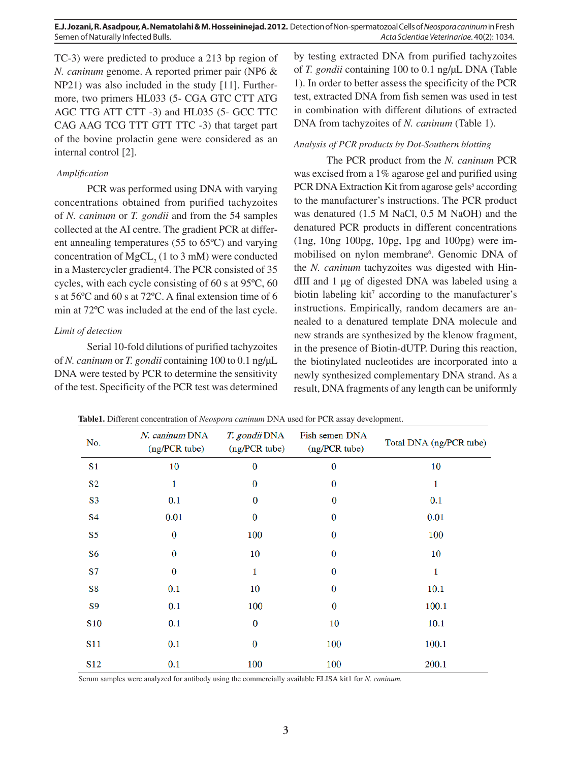TC-3) were predicted to produce a 213 bp region of *N. caninum* genome. A reported primer pair (NP6 & NP21) was also included in the study [11]. Furthermore, two primers HL033 (5- CGA GTC CTT ATG AGC TTG ATT CTT -3) and HL035 (5- GCC TTC CAG AAG TCG TTT GTT TTC -3) that target part of the bovine prolactin gene were considered as an internal control [2].

*Amplification*

PCR was performed using DNA with varying concentrations obtained from purified tachyzoites of *N. caninum* or *T. gondii* and from the 54 samples collected at the AI centre. The gradient PCR at different annealing temperatures (55 to 65ºC) and varying concentration of $MgCL_2$ (1 to 3 mM) were conducted in a Mastercycler gradient4. The PCR consisted of 35 cycles, with each cycle consisting of 60 s at 95ºC, 60 s at 56ºC and 60 s at 72ºC. A final extension time of 6 min at 72ºC was included at the end of the last cycle.

*Limit of detection*

Serial 10-fold dilutions of purified tachyzoites of *N. caninum* or *T. gondii* containing 100 to 0.1 ng/µL DNA were tested by PCR to determine the sensitivity of the test. Specificity of the PCR test was determined by testing extracted DNA from purified tachyzoites of *T. gondii* containing 100 to 0.1 ng/µL DNA (Table 1). In order to better assess the specificity of the PCR test, extracted DNA from fish semen was used in test in combination with different dilutions of extracted DNA from tachyzoites of *N. caninum* (Table 1).

*Analysis of PCR products by Dot-Southern blotting*

The PCR product from the *N. caninum* PCR was excised from a 1% agarose gel and purified using PCR DNA Extraction Kit from agarose gels[5] according to the manufacturer's instructions. The PCR product was denatured (1.5 M NaCl, 0.5 M NaOH) and the denatured PCR products in different concentrations (1ng, 10ng 100pg, 10pg, 1pg and 100pg) were immobilised on nylon membrane[6]. Genomic DNA of the *N. caninum* tachyzoites was digested with HindIII and 1 µg of digested DNA was labeled using a biotin labeling kit[7] according to the manufacturer's instructions. Empirically, random decamers are annealed to a denatured template DNA molecule and new strands are synthesized by the klenow fragment, in the presence of Biotin-dUTP. During this reaction, the biotinylated nucleotides are incorporated into a newly synthesized complementary DNA strand. As a result, DNA fragments of any length can be uniformly

**Table1.** Different concentration of *Neospora caninum* DNA used for PCR assay development.

| No. | *N. caninum* DNA (ng/PCR tube) | *T. gondii* DNA (ng/PCR tube) | Fish semen DNA (ng/PCR tube) | Total DNA (ng/PCR tube) |
|---|---|---|---|---|
| S1 | 10 | 0 | 0 | 10 |
| S2 | 1 | 0 | 0 | 1 |
| S3 | 0.1 | 0 | 0 | 0.1 |
| S4 | 0.01 | 0 | 0 | 0.01 |
| S5 | 0 | 100 | 0 | 100 |
| S6 | 0 | 10 | 0 | 10 |
| S7 | 0 | 1 | 0 | 1 |
| S8 | 0.1 | 10 | 0 | 10.1 |
| S9 | 0.1 | 100 | 0 | 100.1 |
| S10 | 0.1 | 0 | 10 | 10.1 |
| S11 | 0.1 | 0 | 100 | 100.1 |
| S12 | 0.1 | 100 | 100 | 200.1 |

Serum samples were analyzed for antibody using the commercially available ELISA kit1 for *N. caninum.*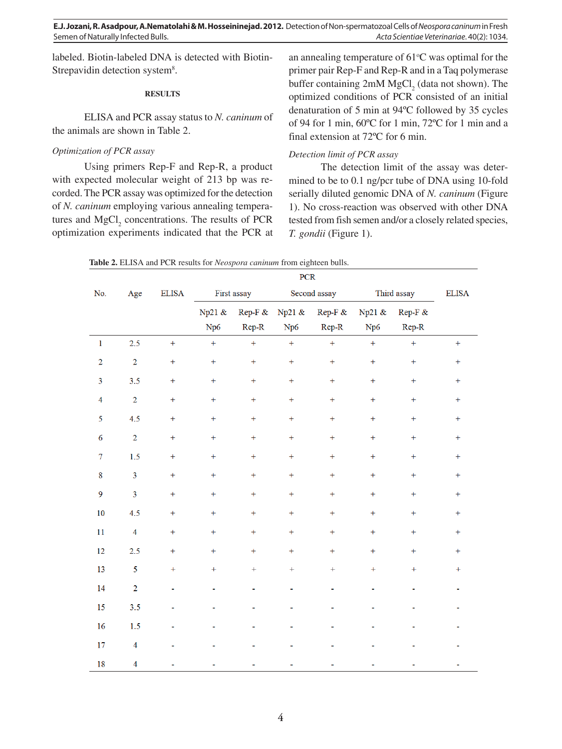labeled. Biotin-labeled DNA is detected with Biotin-Strepavidin detection system[8].

## RESULTS

ELISA and PCR assay status to *N. caninum* of the animals are shown in Table 2.

### *Optimization of PCR assay*

Using primers Rep-F and Rep-R, a product with expected molecular weight of 213 bp was recorded. The PCR assay was optimized for the detection of *N. caninum* employing various annealing temperatures and $MgCl_2$ concentrations. The results of PCR optimization experiments indicated that the PCR at an annealing temperature of 61°C was optimal for the primer pair Rep-F and Rep-R and in a Taq polymerase buffer containing 2mM $MgCl_2$ (data not shown). The optimized conditions of PCR consisted of an initial denaturation of 5 min at 94ºC followed by 35 cycles of 94 for 1 min, 60ºC for 1 min, 72ºC for 1 min and a final extension at 72ºC for 6 min.

### *Detection limit of PCR assay*

The detection limit of the assay was determined to be to 0.1 ng/pcr tube of DNA using 10-fold serially diluted genomic DNA of *N. caninum* (Figure 1). No cross-reaction was observed with other DNA tested from fish semen and/or a closely related species, *T. gondii* (Figure 1).

**Table 2.** ELISA and PCR results for *Neospora caninum* from eighteen bulls.

| No. | Age | ELISA | PCR | | | | | | ELISA |
|---|---|---|---|---|---|---|---|---|---|
| | | | First assay | | Second assay | | Third assay | | |
| | | | Np21 & Np6 | Rep-F & Rep-R | Np21 & Np6 | Rep-F & Rep-R | Np21 & Np6 | Rep-F & Rep-R | |
| 1 | 2.5 | + | + | + | + | + | + | + | + |
| 2 | 2 | + | + | + | + | + | + | + | + |
| 3 | 3.5 | + | + | + | + | + | + | + | + |
| 4 | 2 | + | + | + | + | + | + | + | + |
| 5 | 4.5 | + | + | + | + | + | + | + | + |
| 6 | 2 | + | + | + | + | + | + | + | + |
| 7 | 1.5 | + | + | + | + | + | + | + | + |
| 8 | 3 | + | + | + | + | + | + | + | + |
| 9 | 3 | + | + | + | + | + | + | + | + |
| 10 | 4.5 | + | + | + | + | + | + | + | + |
| 11 | 4 | + | + | + | + | + | + | + | + |
| 12 | 2.5 | + | + | + | + | + | + | + | + |
| 13 | 5 | + | + | + | + | + | + | + | + |
| 14 | 2 | - | - | - | - | - | - | - | - |
| 15 | 3.5 | - | - | - | - | - | - | - | - |
| 16 | 1.5 | - | - | - | - | - | - | - | - |
| 17 | 4 | - | - | - | - | - | - | - | - |
| 18 | 4 | - | - | - | - | - | - | - | - |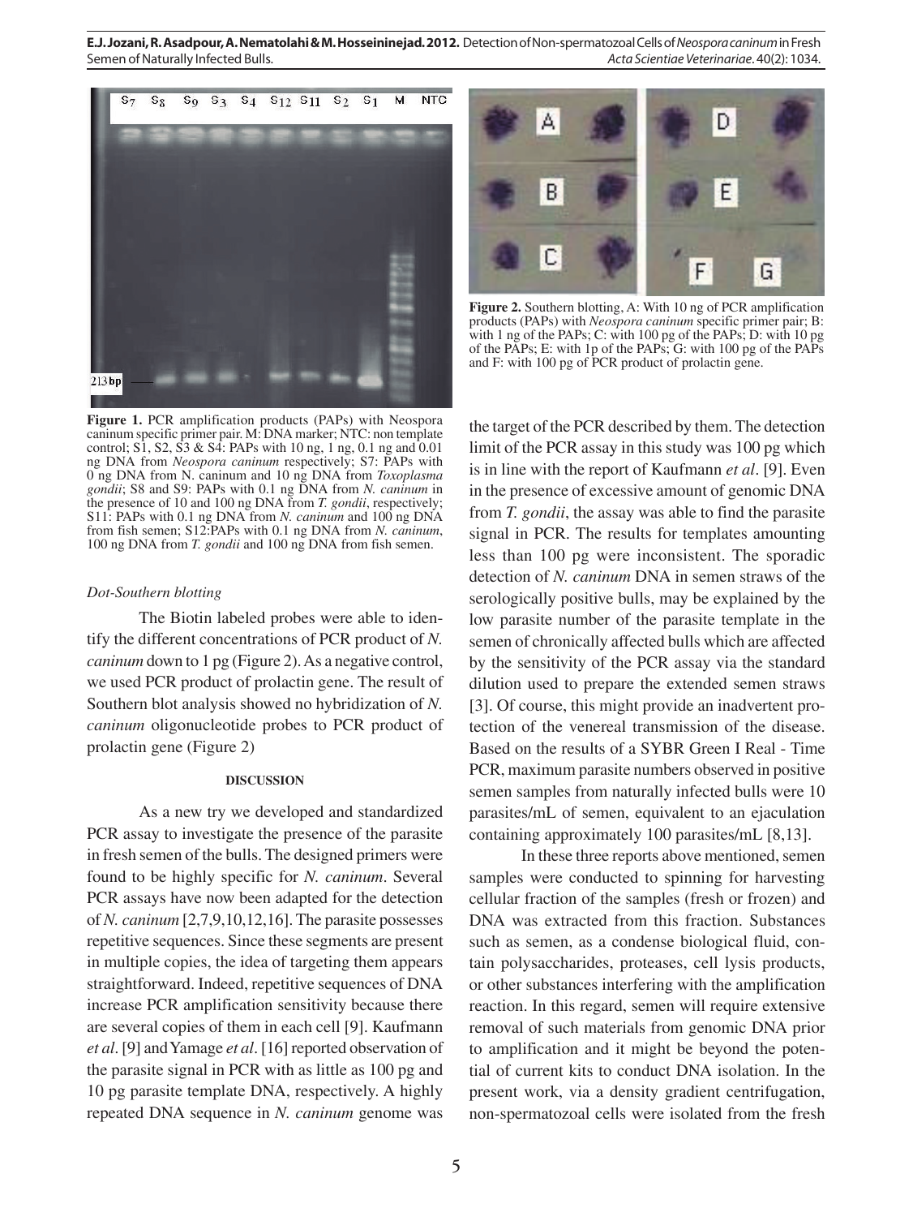**Figure 1.** PCR amplification products (PAPs) with Neospora caninum specific primer pair. M: DNA marker; NTC: non template control; S1, S2, S3 & S4: PAPs with 10 ng, 1 ng, 0.1 ng and 0.01 ng DNA from *Neospora caninum* respectively; S7: PAPs with 0 ng DNA from N. caninum and 10 ng DNA from *Toxoplasma gondii*; S8 and S9: PAPs with 0.1 ng DNA from *N. caninum* in the presence of 10 and 100 ng DNA from *T. gondii*, respectively; S11: PAPs with 0.1 ng DNA from *N. caninum* and 100 ng DNA from fish semen; S12:PAPs with 0.1 ng DNA from *N. caninum*, 100 ng DNA from *T. gondii* and 100 ng DNA from fish semen.

**Figure 2.** Southern blotting, A: With 10 ng of PCR amplification products (PAPs) with *Neospora caninum* specific primer pair; B: with 1 ng of the PAPs; C: with 100 pg of the PAPs; D: with 10 pg of the PAPs; E: with 1p of the PAPs; G: with 100 pg of the PAPs and F: with 100 pg of PCR product of prolactin gene.

*Dot-Southern blotting*

The Biotin labeled probes were able to identify the different concentrations of PCR product of *N. caninum* down to 1 pg (Figure 2). As a negative control, we used PCR product of prolactin gene. The result of Southern blot analysis showed no hybridization of *N. caninum* oligonucleotide probes to PCR product of prolactin gene (Figure 2)

## DISCUSSION

As a new try we developed and standardized PCR assay to investigate the presence of the parasite in fresh semen of the bulls. The designed primers were found to be highly specific for *N. caninum*. Several PCR assays have now been adapted for the detection of *N. caninum* [2,7,9,10,12,16]. The parasite possesses repetitive sequences. Since these segments are present in multiple copies, the idea of targeting them appears straightforward. Indeed, repetitive sequences of DNA increase PCR amplification sensitivity because there are several copies of them in each cell [9]. Kaufmann *et al*. [9] and Yamage *et al*. [16] reported observation of the parasite signal in PCR with as little as 100 pg and 10 pg parasite template DNA, respectively. A highly repeated DNA sequence in *N. caninum* genome was the target of the PCR described by them. The detection limit of the PCR assay in this study was 100 pg which is in line with the report of Kaufmann *et al*. [9]. Even in the presence of excessive amount of genomic DNA from *T. gondii*, the assay was able to find the parasite signal in PCR. The results for templates amounting less than 100 pg were inconsistent. The sporadic detection of *N. caninum* DNA in semen straws of the serologically positive bulls, may be explained by the low parasite number of the parasite template in the semen of chronically affected bulls which are affected by the sensitivity of the PCR assay via the standard dilution used to prepare the extended semen straws [3]. Of course, this might provide an inadvertent protection of the venereal transmission of the disease. Based on the results of a SYBR Green I Real - Time PCR, maximum parasite numbers observed in positive semen samples from naturally infected bulls were 10 parasites/mL of semen, equivalent to an ejaculation containing approximately 100 parasites/mL [8,13].

In these three reports above mentioned, semen samples were conducted to spinning for harvesting cellular fraction of the samples (fresh or frozen) and DNA was extracted from this fraction. Substances such as semen, as a condense biological fluid, contain polysaccharides, proteases, cell lysis products, or other substances interfering with the amplification reaction. In this regard, semen will require extensive removal of such materials from genomic DNA prior to amplification and it might be beyond the potential of current kits to conduct DNA isolation. In the present work, via a density gradient centrifugation, non-spermatozoal cells were isolated from the fresh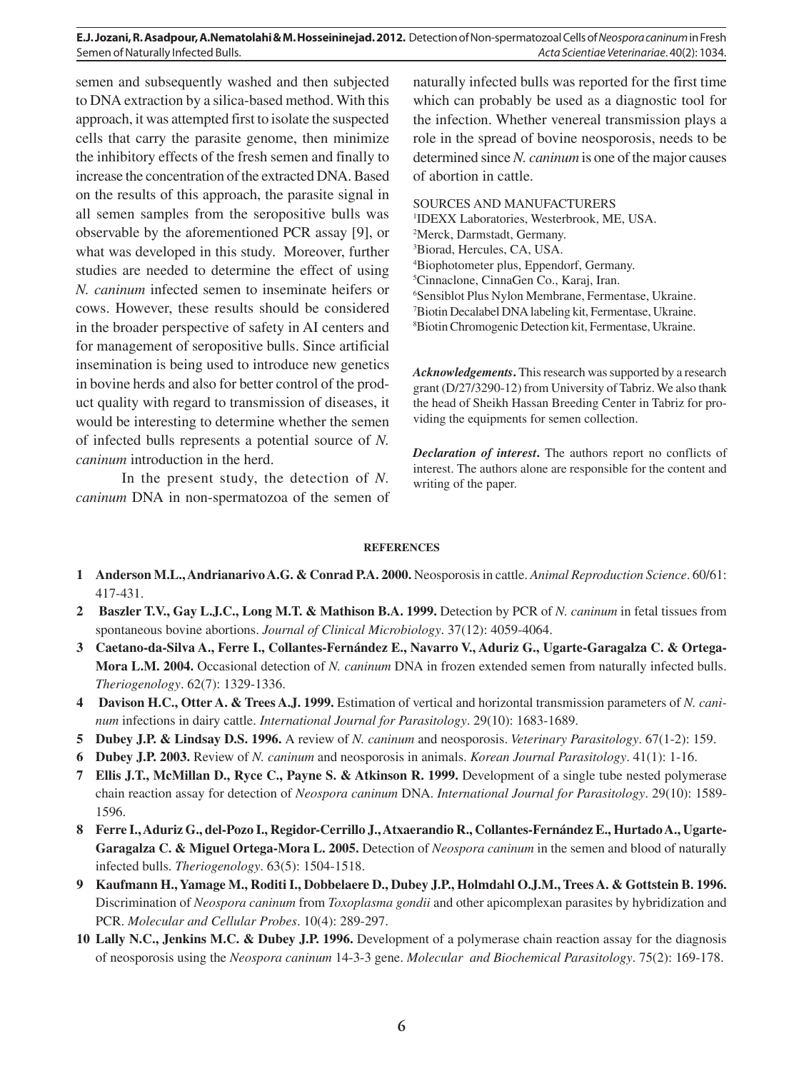semen and subsequently washed and then subjected to DNA extraction by a silica-based method. With this approach, it was attempted first to isolate the suspected cells that carry the parasite genome, then minimize the inhibitory effects of the fresh semen and finally to increase the concentration of the extracted DNA. Based on the results of this approach, the parasite signal in all semen samples from the seropositive bulls was observable by the aforementioned PCR assay [9], or what was developed in this study. Moreover, further studies are needed to determine the effect of using *N. caninum* infected semen to inseminate heifers or cows. However, these results should be considered in the broader perspective of safety in AI centers and for management of seropositive bulls. Since artificial insemination is being used to introduce new genetics in bovine herds and also for better control of the product quality with regard to transmission of diseases, it would be interesting to determine whether the semen of infected bulls represents a potential source of *N. caninum* introduction in the herd.

In the present study, the detection of *N. caninum* DNA in non-spermatozoa of the semen of naturally infected bulls was reported for the first time which can probably be used as a diagnostic tool for the infection. Whether venereal transmission plays a role in the spread of bovine neosporosis, needs to be determined since *N. caninum* is one of the major causes of abortion in cattle.

SOURCES AND MANUFACTURERS

[1]IDEXX Laboratories, Westerbrook, ME, USA.
[2]Merck, Darmstadt, Germany.
[3]Biorad, Hercules, CA, USA.
[4]Biophotometer plus, Eppendorf, Germany.
[5]Cinnaclone, CinnaGen Co., Karaj, Iran.
[6]Sensiblot Plus Nylon Membrane, Fermentase, Ukraine.
[7]Biotin Decalabel DNA labeling kit, Fermentase, Ukraine.
[8]Biotin Chromogenic Detection kit, Fermentase, Ukraine.

***Acknowledgements*.** This research was supported by a research grant (D/27/3290-12) from University of Tabriz. We also thank the head of Sheikh Hassan Breeding Center in Tabriz for providing the equipments for semen collection.

***Declaration of interest*.** The authors report no conflicts of interest. The authors alone are responsible for the content and writing of the paper.

**REFERENCES**

**1 Anderson M.L., Andrianarivo A.G. & Conrad P.A. 2000.** Neosporosis in cattle. *Animal Reproduction Science*. 60/61: 417-431.

**2 Baszler T.V., Gay L.J.C., Long M.T. & Mathison B.A. 1999.** Detection by PCR of *N. caninum* in fetal tissues from spontaneous bovine abortions. *Journal of Clinical Microbiology*. 37(12): 4059-4064.

**3 Caetano-da-Silva A., Ferre I., Collantes-Fernández E., Navarro V., Aduriz G., Ugarte-Garagalza C. & Ortega-Mora L.M. 2004.** Occasional detection of *N. caninum* DNA in frozen extended semen from naturally infected bulls. *Theriogenology*. 62(7): 1329-1336.

**4 Davison H.C., Otter A. & Trees A.J. 1999.** Estimation of vertical and horizontal transmission parameters of *N. caninum* infections in dairy cattle. *International Journal for Parasitology*. 29(10): 1683-1689.

**5 Dubey J.P. & Lindsay D.S. 1996.** A review of *N. caninum* and neosporosis. *Veterinary Parasitology*. 67(1-2): 159.

**6 Dubey J.P. 2003.** Review of *N. caninum* and neosporosis in animals. *Korean Journal Parasitology*. 41(1): 1-16.

**7 Ellis J.T., McMillan D., Ryce C., Payne S. & Atkinson R. 1999.** Development of a single tube nested polymerase chain reaction assay for detection of *Neospora caninum* DNA. *International Journal for Parasitology*. 29(10): 1589-1596.

**8 Ferre I., Aduriz G., del-Pozo I., Regidor-Cerrillo J., Atxaerandio R., Collantes-Fernández E., Hurtado A., Ugarte-Garagalza C. & Miguel Ortega-Mora L. 2005.** Detection of *Neospora caninum* in the semen and blood of naturally infected bulls. *Theriogenology*. 63(5): 1504-1518.

**9 Kaufmann H., Yamage M., Roditi I., Dobbelaere D., Dubey J.P., Holmdahl O.J.M., Trees A. & Gottstein B. 1996.** Discrimination of *Neospora caninum* from *Toxoplasma gondii* and other apicomplexan parasites by hybridization and PCR. *Molecular and Cellular Probes*. 10(4): 289-297.

**10 Lally N.C., Jenkins M.C. & Dubey J.P. 1996.** Development of a polymerase chain reaction assay for the diagnosis of neosporosis using the *Neospora caninum* 14-3-3 gene. *Molecular and Biochemical Parasitology*. 75(2): 169-178.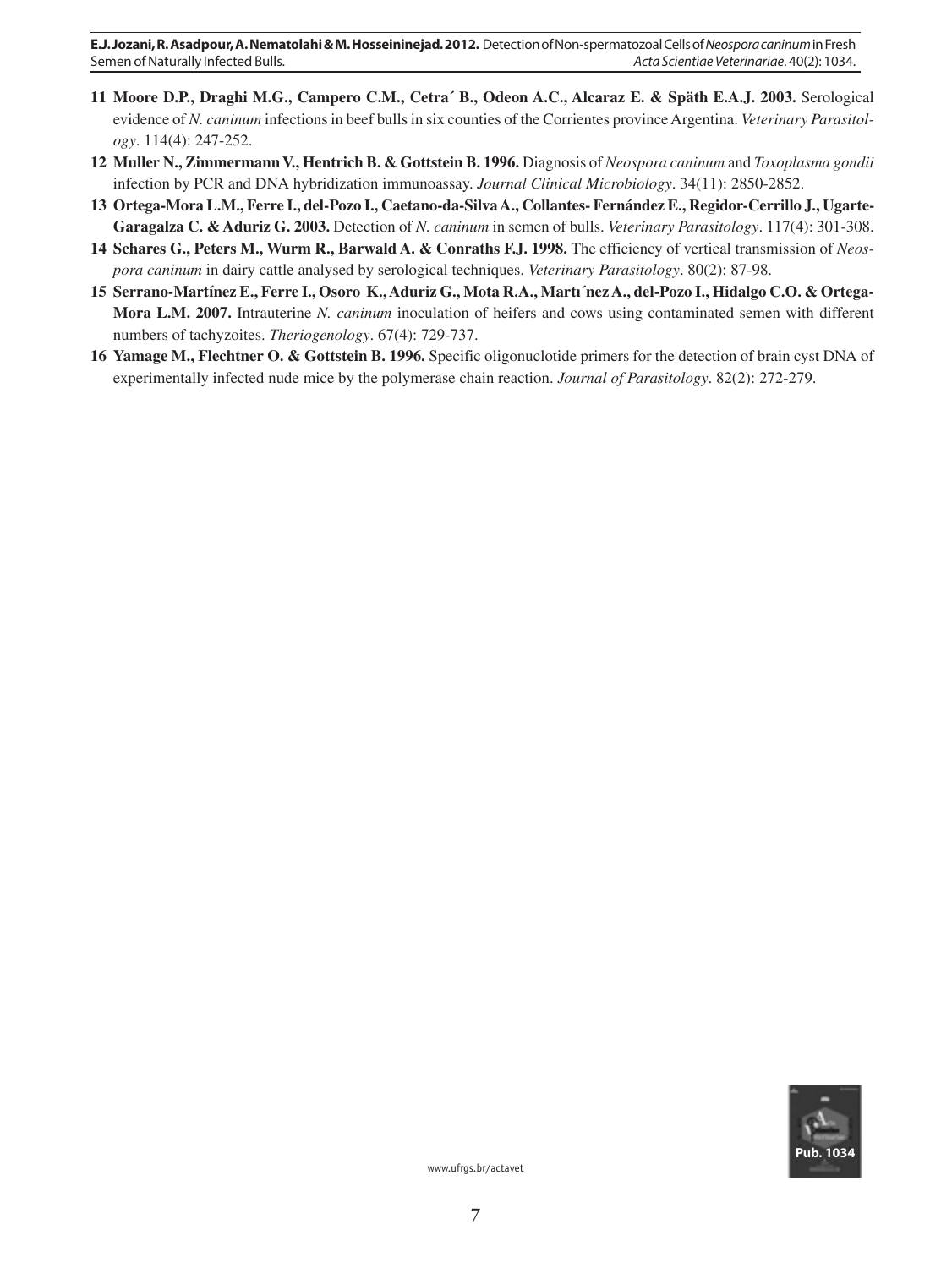11 **Moore D.P., Draghi M.G., Campero C.M., Cetra´ B., Odeon A.C., Alcaraz E. & Späth E.A.J. 2003.** Serological evidence of *N. caninum* infections in beef bulls in six counties of the Corrientes province Argentina. *Veterinary Parasitology*. 114(4): 247-252.

12 **Muller N., Zimmermann V., Hentrich B. & Gottstein B. 1996.** Diagnosis of *Neospora caninum* and *Toxoplasma gondii* infection by PCR and DNA hybridization immunoassay. *Journal Clinical Microbiology*. 34(11): 2850-2852.

13 **Ortega-Mora L.M., Ferre I., del-Pozo I., Caetano-da-Silva A., Collantes- Fernández E., Regidor-Cerrillo J., Ugarte-Garagalza C. & Aduriz G. 2003.** Detection of *N. caninum* in semen of bulls. *Veterinary Parasitology*. 117(4): 301-308.

14 **Schares G., Peters M., Wurm R., Barwald A. & Conraths F.J. 1998.** The efficiency of vertical transmission of *Neospora caninum* in dairy cattle analysed by serological techniques. *Veterinary Parasitology*. 80(2): 87-98.

15 **Serrano-Martínez E., Ferre I., Osoro K., Aduriz G., Mota R.A., Martı´nez A., del-Pozo I., Hidalgo C.O. & Ortega-Mora L.M. 2007.** Intrauterine *N. caninum* inoculation of heifers and cows using contaminated semen with different numbers of tachyzoites. *Theriogenology*. 67(4): 729-737.

16 **Yamage M., Flechtner O. & Gottstein B. 1996.** Specific oligonuclotide primers for the detection of brain cyst DNA of experimentally infected nude mice by the polymerase chain reaction. *Journal of Parasitology*. 82(2): 272-279.